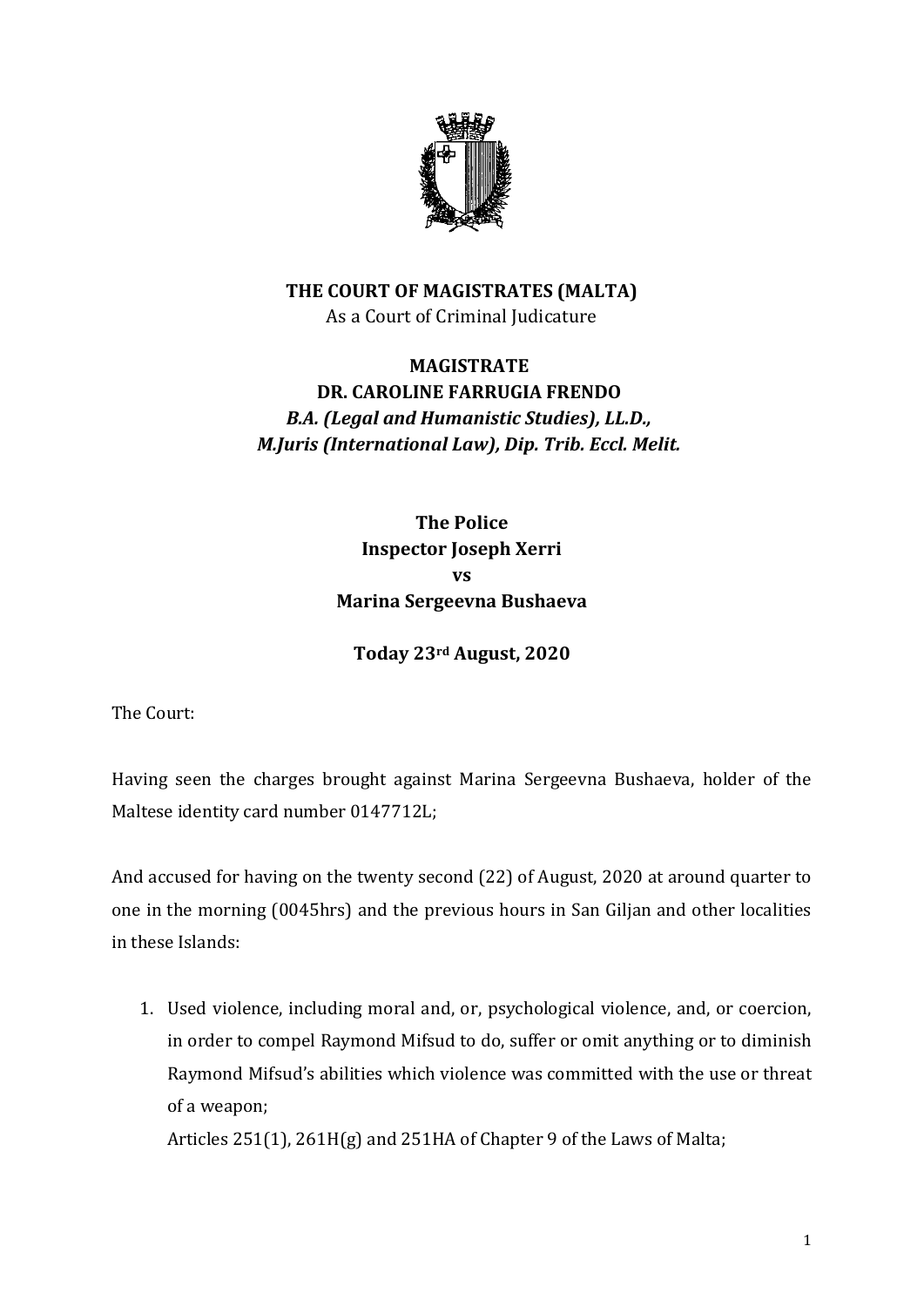**THE COURT OF MAGISTRATES (MALTA)**
As a Court of Criminal Judicature

**MAGISTRATE**
**DR. CAROLINE FARRUGIA FRENDO**
***B.A. (Legal and Humanistic Studies), LL.D., M.Juris (International Law), Dip. Trib. Eccl. Melit.***

**The Police**
**Inspector Joseph Xerri**
**vs**
**Marina Sergeevna Bushaeva**

**Today 23rd August, 2020**

The Court:

Having seen the charges brought against Marina Sergeevna Bushaeva, holder of the Maltese identity card number 0147712L;

And accused for having on the twenty second (22) of August, 2020 at around quarter to one in the morning (0045hrs) and the previous hours in San Giljan and other localities in these Islands:

1. Used violence, including moral and, or, psychological violence, and, or coercion, in order to compel Raymond Mifsud to do, suffer or omit anything or to diminish Raymond Mifsud's abilities which violence was committed with the use or threat of a weapon;
   Articles 251(1), 261H(g) and 251HA of Chapter 9 of the Laws of Malta;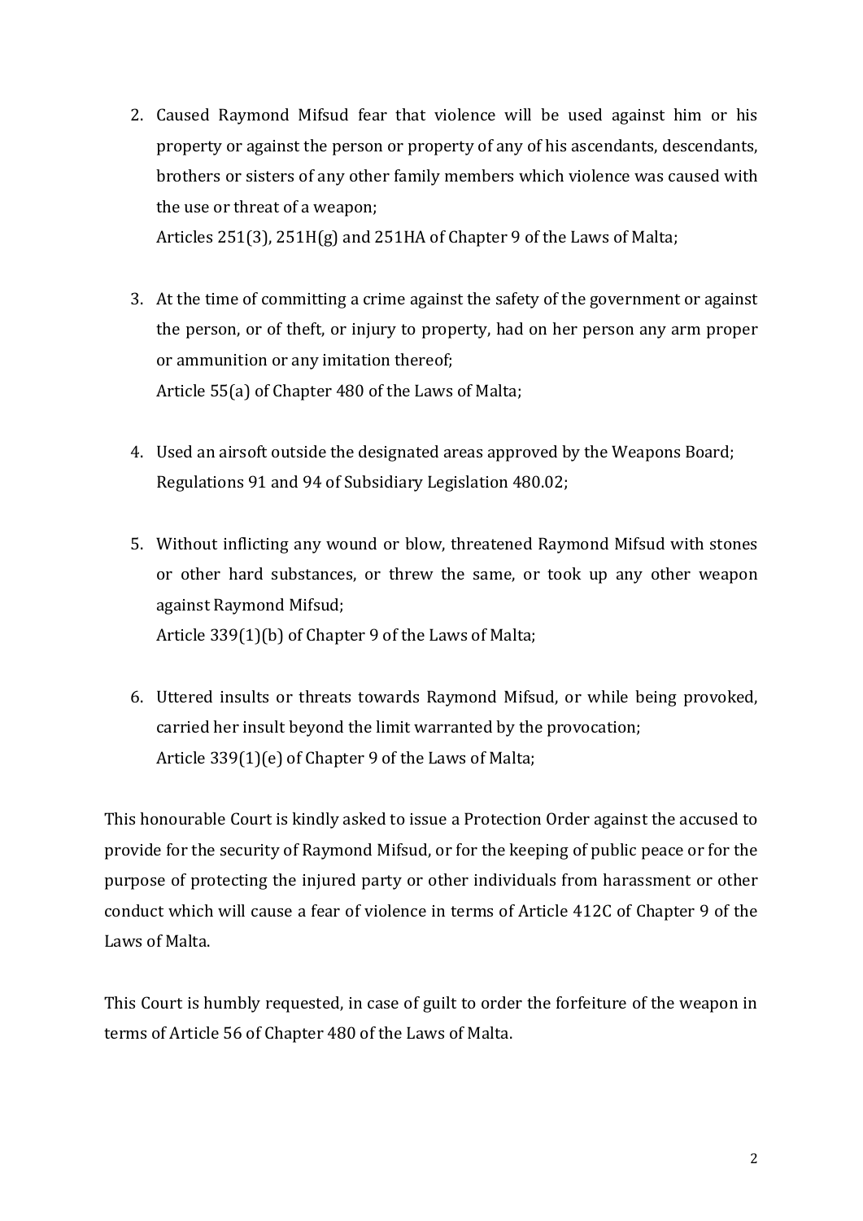2. Caused Raymond Mifsud fear that violence will be used against him or his property or against the person or property of any of his ascendants, descendants, brothers or sisters of any other family members which violence was caused with the use or threat of a weapon;
   Articles 251(3), 251H(g) and 251HA of Chapter 9 of the Laws of Malta;

3. At the time of committing a crime against the safety of the government or against the person, or of theft, or injury to property, had on her person any arm proper or ammunition or any imitation thereof;
   Article 55(a) of Chapter 480 of the Laws of Malta;

4. Used an airsoft outside the designated areas approved by the Weapons Board;
   Regulations 91 and 94 of Subsidiary Legislation 480.02;

5. Without inflicting any wound or blow, threatened Raymond Mifsud with stones or other hard substances, or threw the same, or took up any other weapon against Raymond Mifsud;
   Article 339(1)(b) of Chapter 9 of the Laws of Malta;

6. Uttered insults or threats towards Raymond Mifsud, or while being provoked, carried her insult beyond the limit warranted by the provocation;
   Article 339(1)(e) of Chapter 9 of the Laws of Malta;

This honourable Court is kindly asked to issue a Protection Order against the accused to provide for the security of Raymond Mifsud, or for the keeping of public peace or for the purpose of protecting the injured party or other individuals from harassment or other conduct which will cause a fear of violence in terms of Article 412C of Chapter 9 of the Laws of Malta.

This Court is humbly requested, in case of guilt to order the forfeiture of the weapon in terms of Article 56 of Chapter 480 of the Laws of Malta.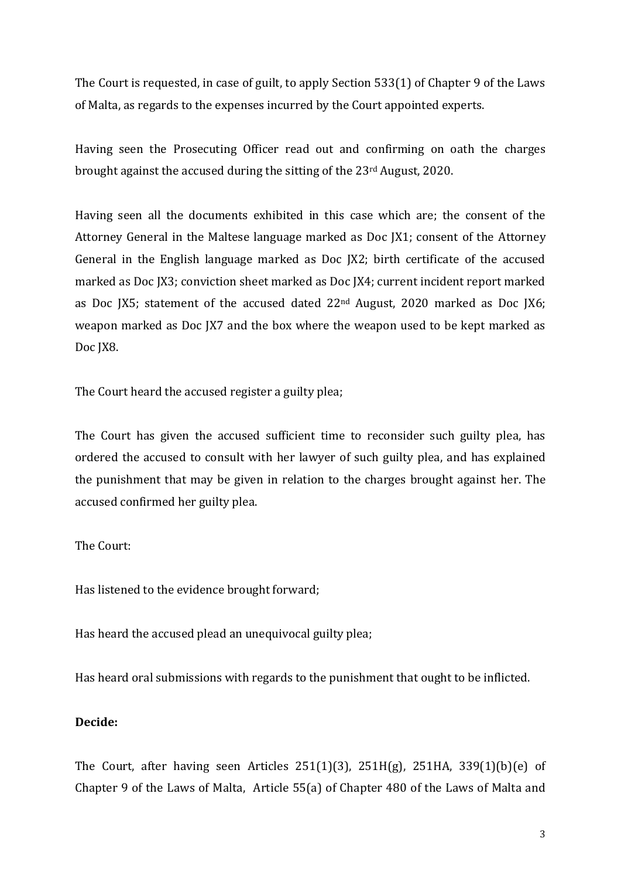The Court is requested, in case of guilt, to apply Section 533(1) of Chapter 9 of the Laws of Malta, as regards to the expenses incurred by the Court appointed experts.

Having seen the Prosecuting Officer read out and confirming on oath the charges brought against the accused during the sitting of the 23rd August, 2020.

Having seen all the documents exhibited in this case which are; the consent of the Attorney General in the Maltese language marked as Doc JX1; consent of the Attorney General in the English language marked as Doc JX2; birth certificate of the accused marked as Doc JX3; conviction sheet marked as Doc JX4; current incident report marked as Doc JX5; statement of the accused dated 22nd August, 2020 marked as Doc JX6; weapon marked as Doc JX7 and the box where the weapon used to be kept marked as Doc JX8.

The Court heard the accused register a guilty plea;

The Court has given the accused sufficient time to reconsider such guilty plea, has ordered the accused to consult with her lawyer of such guilty plea, and has explained the punishment that may be given in relation to the charges brought against her. The accused confirmed her guilty plea.

The Court:

Has listened to the evidence brought forward;

Has heard the accused plead an unequivocal guilty plea;

Has heard oral submissions with regards to the punishment that ought to be inflicted.

**Decide:**

The Court, after having seen Articles 251(1)(3), 251H(g), 251HA, 339(1)(b)(e) of Chapter 9 of the Laws of Malta, Article 55(a) of Chapter 480 of the Laws of Malta and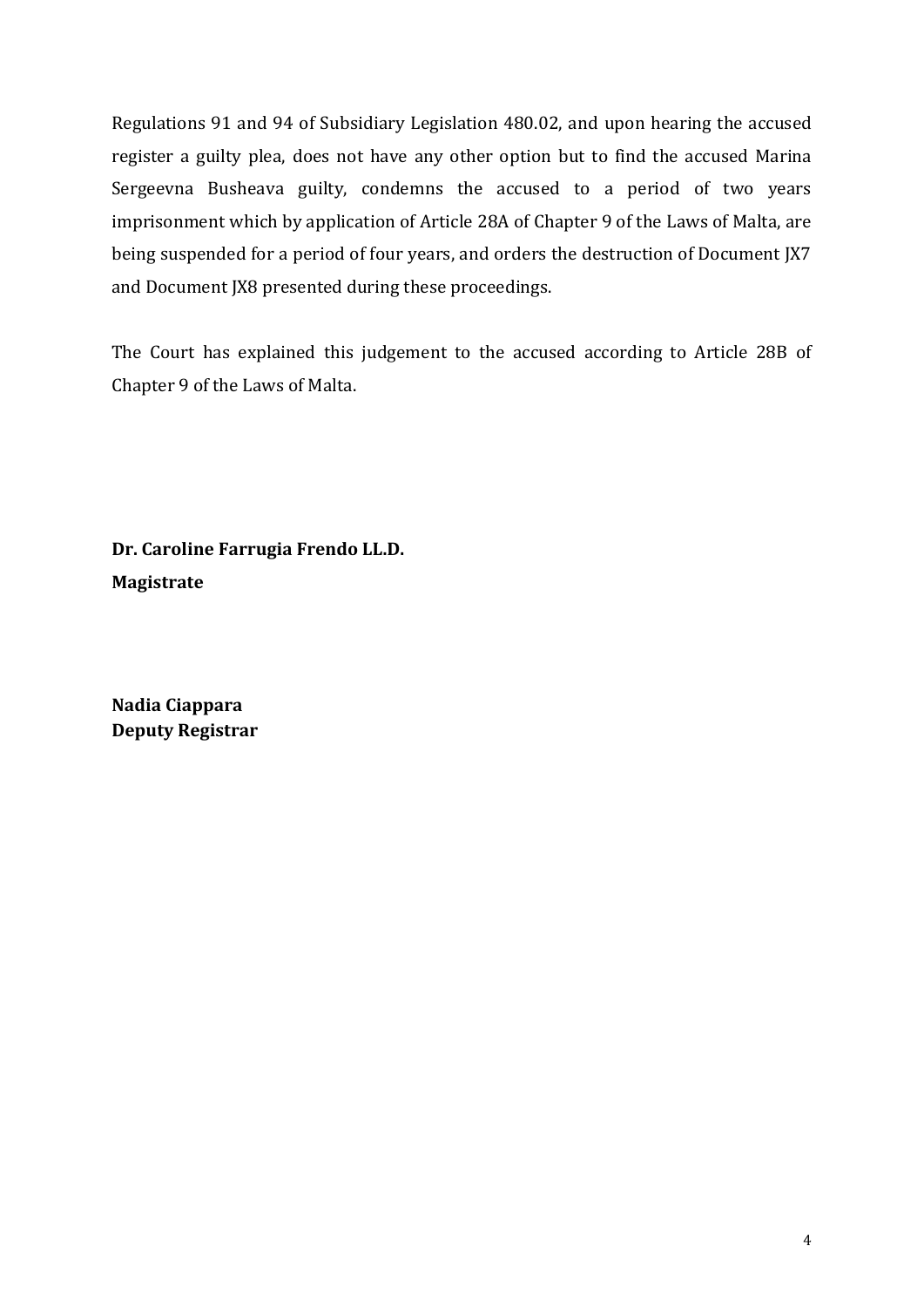Regulations 91 and 94 of Subsidiary Legislation 480.02, and upon hearing the accused register a guilty plea, does not have any other option but to find the accused Marina Sergeevna Busheava guilty, condemns the accused to a period of two years imprisonment which by application of Article 28A of Chapter 9 of the Laws of Malta, are being suspended for a period of four years, and orders the destruction of Document JX7 and Document JX8 presented during these proceedings.

The Court has explained this judgement to the accused according to Article 28B of Chapter 9 of the Laws of Malta.

**Dr. Caroline Farrugia Frendo LL.D.**
**Magistrate**

**Nadia Ciappara**
**Deputy Registrar**